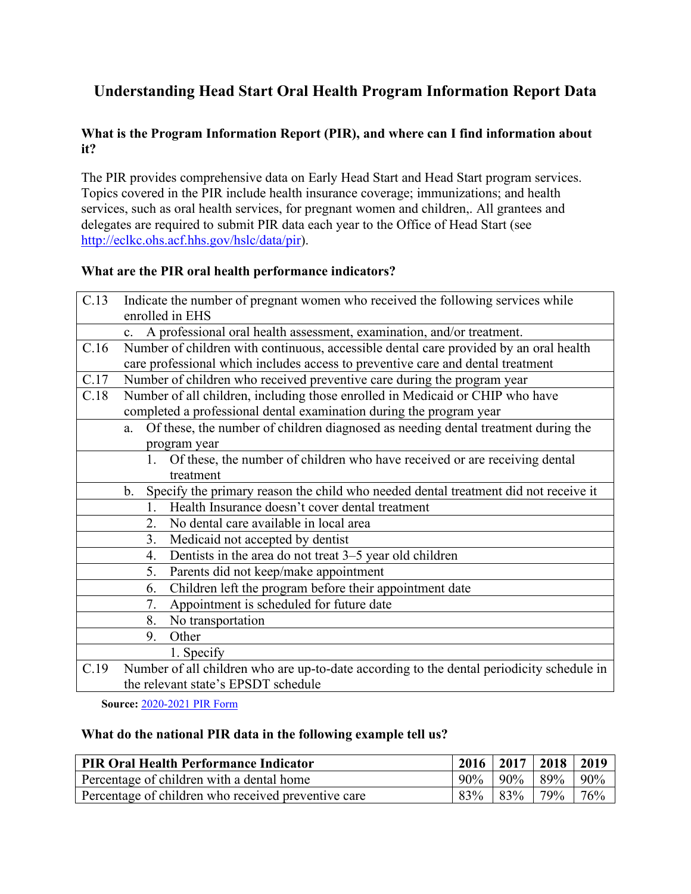# Understanding Head Start Oral Health Program Information Report Data

### What is the Program Information Report (PIR), and where can I find information about it?

The PIR provides comprehensive data on Early Head Start and Head Start program services. Topics covered in the PIR include health insurance coverage; immunizations; and health services, such as oral health services, for pregnant women and children,. All grantees and delegates are required to submit PIR data each year to the Office of Head Start (see [http://eclkc.ohs.acf.hhs.gov/hslc/data/pir](http://eclkc.ohs.acf.hhs.gov/hslc/data/pir)).

### What are the PIR oral health performance indicators?

| | |
|---|---|
| C.13 | Indicate the number of pregnant women who received the following services while enrolled in EHS |
| | c. A professional oral health assessment, examination, and/or treatment. |
| C.16 | Number of children with continuous, accessible dental care provided by an oral health care professional which includes access to preventive care and dental treatment |
| C.17 | Number of children who received preventive care during the program year |
| C.18 | Number of all children, including those enrolled in Medicaid or CHIP who have completed a professional dental examination during the program year |
| | a. Of these, the number of children diagnosed as needing dental treatment during the program year |
| | 1. Of these, the number of children who have received or are receiving dental treatment |
| | b. Specify the primary reason the child who needed dental treatment did not receive it |
| | 1. Health Insurance doesn't cover dental treatment |
| | 2. No dental care available in local area |
| | 3. Medicaid not accepted by dentist |
| | 4. Dentists in the area do not treat 3–5 year old children |
| | 5. Parents did not keep/make appointment |
| | 6. Children left the program before their appointment date |
| | 7. Appointment is scheduled for future date |
| | 8. No transportation |
| | 9. Other |
| | 1. Specify |
| C.19 | Number of all children who are up-to-date according to the dental periodicity schedule in the relevant state's EPSDT schedule |

**Source:** 2020-2021 PIR Form

### What do the national PIR data in the following example tell us?

| PIR Oral Health Performance Indicator | 2016 | 2017 | 2018 | 2019 |
|---|---|---|---|---|
| Percentage of children with a dental home | 90% | 90% | 89% | 90% |
| Percentage of children who received preventive care | 83% | 83% | 79% | 76% |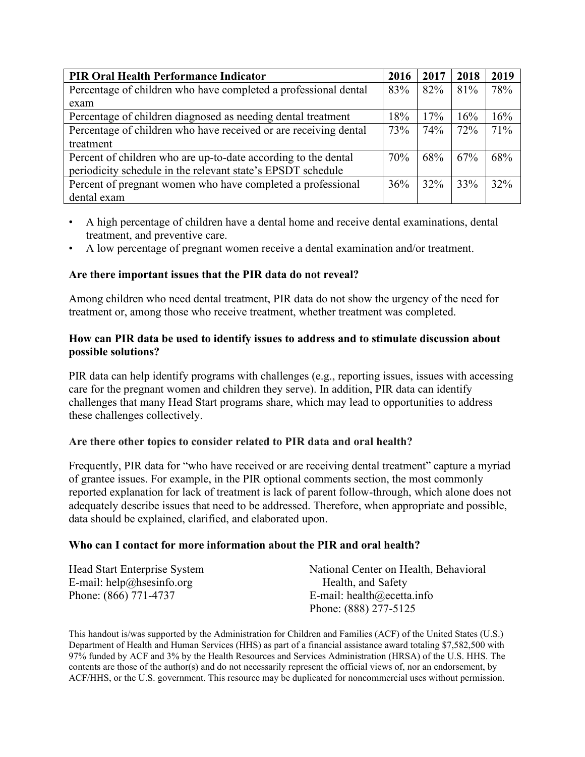| PIR Oral Health Performance Indicator | 2016 | 2017 | 2018 | 2019 |
| --- | --- | --- | --- | --- |
| Percentage of children who have completed a professional dental exam | 83% | 82% | 81% | 78% |
| Percentage of children diagnosed as needing dental treatment | 18% | 17% | 16% | 16% |
| Percentage of children who have received or are receiving dental treatment | 73% | 74% | 72% | 71% |
| Percent of children who are up-to-date according to the dental periodicity schedule in the relevant state's EPSDT schedule | 70% | 68% | 67% | 68% |
| Percent of pregnant women who have completed a professional dental exam | 36% | 32% | 33% | 32% |

- A high percentage of children have a dental home and receive dental examinations, dental treatment, and preventive care.
- A low percentage of pregnant women receive a dental examination and/or treatment.

**Are there important issues that the PIR data do not reveal?**

Among children who need dental treatment, PIR data do not show the urgency of the need for treatment or, among those who receive treatment, whether treatment was completed.

**How can PIR data be used to identify issues to address and to stimulate discussion about possible solutions?**

PIR data can help identify programs with challenges (e.g., reporting issues, issues with accessing care for the pregnant women and children they serve). In addition, PIR data can identify challenges that many Head Start programs share, which may lead to opportunities to address these challenges collectively.

**Are there other topics to consider related to PIR data and oral health?**

Frequently, PIR data for "who have received or are receiving dental treatment" capture a myriad of grantee issues. For example, in the PIR optional comments section, the most commonly reported explanation for lack of treatment is lack of parent follow-through, which alone does not adequately describe issues that need to be addressed. Therefore, when appropriate and possible, data should be explained, clarified, and elaborated upon.

**Who can I contact for more information about the PIR and oral health?**

Head Start Enterprise System
E-mail: help@hsesinfo.org
Phone: (866) 771-4737

National Center on Health, Behavioral Health, and Safety
E-mail: health@ecetta.info
Phone: (888) 277-5125

This handout is/was supported by the Administration for Children and Families (ACF) of the United States (U.S.) Department of Health and Human Services (HHS) as part of a financial assistance award totaling $7,582,500 with 97% funded by ACF and 3% by the Health Resources and Services Administration (HRSA) of the U.S. HHS. The contents are those of the author(s) and do not necessarily represent the official views of, nor an endorsement, by ACF/HHS, or the U.S. government. This resource may be duplicated for noncommercial uses without permission.